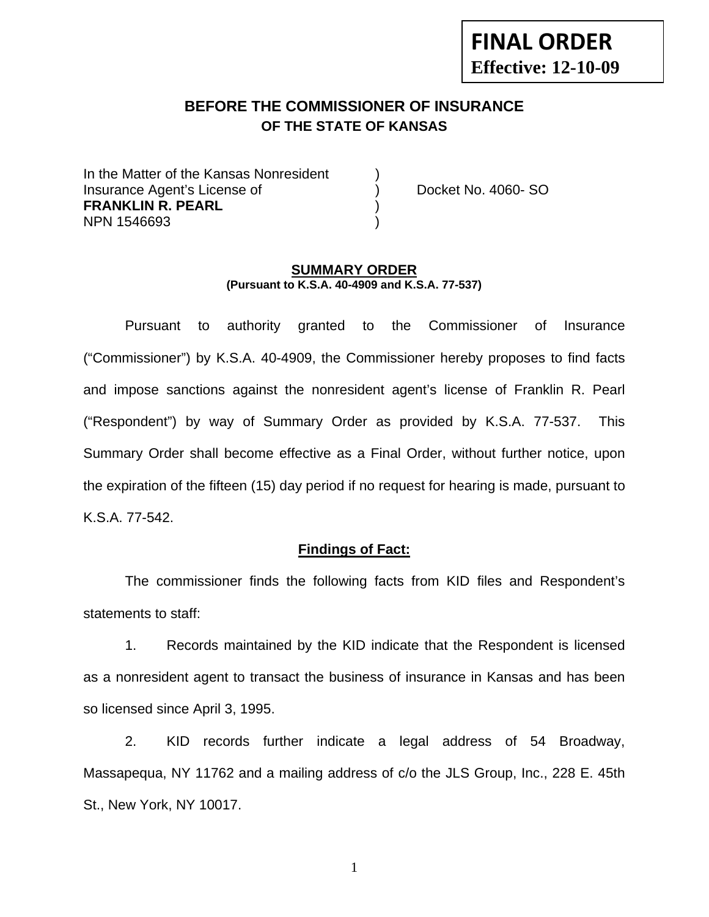**FINAL ORDER**
**Effective: 12-10-09**

# BEFORE THE COMMISSIONER OF INSURANCE
## OF THE STATE OF KANSAS

In the Matter of the Kansas Nonresident )
Insurance Agent's License of ) Docket No. 4060- SO
**FRANKLIN R. PEARL** )
NPN 1546693 )

### SUMMARY ORDER
**(Pursuant to K.S.A. 40-4909 and K.S.A. 77-537)**

Pursuant to authority granted to the Commissioner of Insurance ("Commissioner") by K.S.A. 40-4909, the Commissioner hereby proposes to find facts and impose sanctions against the nonresident agent's license of Franklin R. Pearl ("Respondent") by way of Summary Order as provided by K.S.A. 77-537. This Summary Order shall become effective as a Final Order, without further notice, upon the expiration of the fifteen (15) day period if no request for hearing is made, pursuant to K.S.A. 77-542.

### Findings of Fact:

The commissioner finds the following facts from KID files and Respondent's statements to staff:

1. Records maintained by the KID indicate that the Respondent is licensed as a nonresident agent to transact the business of insurance in Kansas and has been so licensed since April 3, 1995.

2. KID records further indicate a legal address of 54 Broadway, Massapequa, NY 11762 and a mailing address of c/o the JLS Group, Inc., 228 E. 45th St., New York, NY 10017.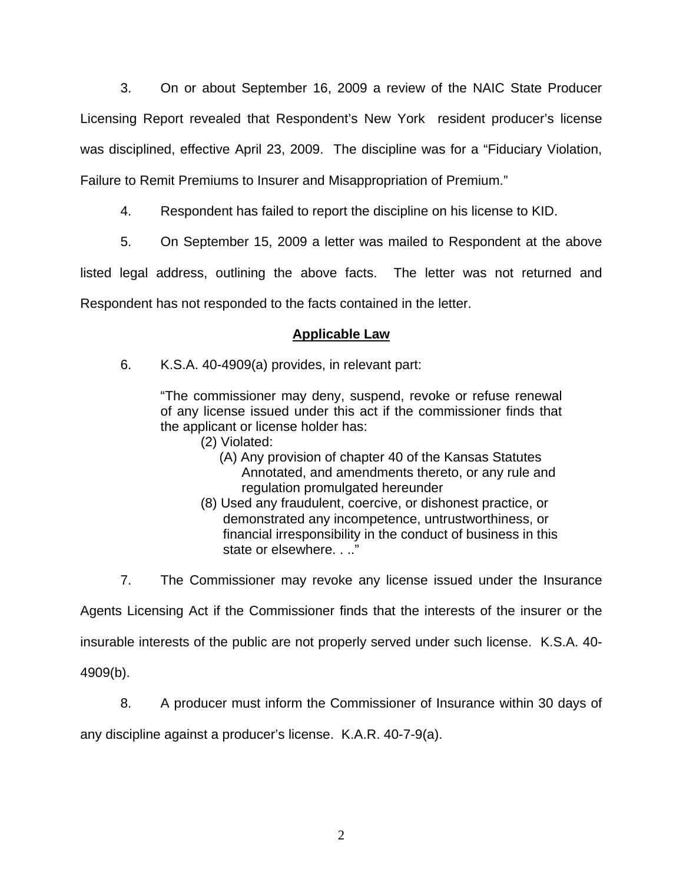3. On or about September 16, 2009 a review of the NAIC State Producer Licensing Report revealed that Respondent's New York resident producer's license was disciplined, effective April 23, 2009. The discipline was for a "Fiduciary Violation, Failure to Remit Premiums to Insurer and Misappropriation of Premium."

4. Respondent has failed to report the discipline on his license to KID.

5. On September 15, 2009 a letter was mailed to Respondent at the above listed legal address, outlining the above facts. The letter was not returned and Respondent has not responded to the facts contained in the letter.

## Applicable Law

6. K.S.A. 40-4909(a) provides, in relevant part:

> "The commissioner may deny, suspend, revoke or refuse renewal of any license issued under this act if the commissioner finds that the applicant or license holder has:
>
> (2) Violated:
>
> (A) Any provision of chapter 40 of the Kansas Statutes Annotated, and amendments thereto, or any rule and regulation promulgated hereunder
>
> (8) Used any fraudulent, coercive, or dishonest practice, or demonstrated any incompetence, untrustworthiness, or financial irresponsibility in the conduct of business in this state or elsewhere. . .."

7. The Commissioner may revoke any license issued under the Insurance Agents Licensing Act if the Commissioner finds that the interests of the insurer or the insurable interests of the public are not properly served under such license. K.S.A. 40-4909(b).

8. A producer must inform the Commissioner of Insurance within 30 days of any discipline against a producer's license. K.A.R. 40-7-9(a).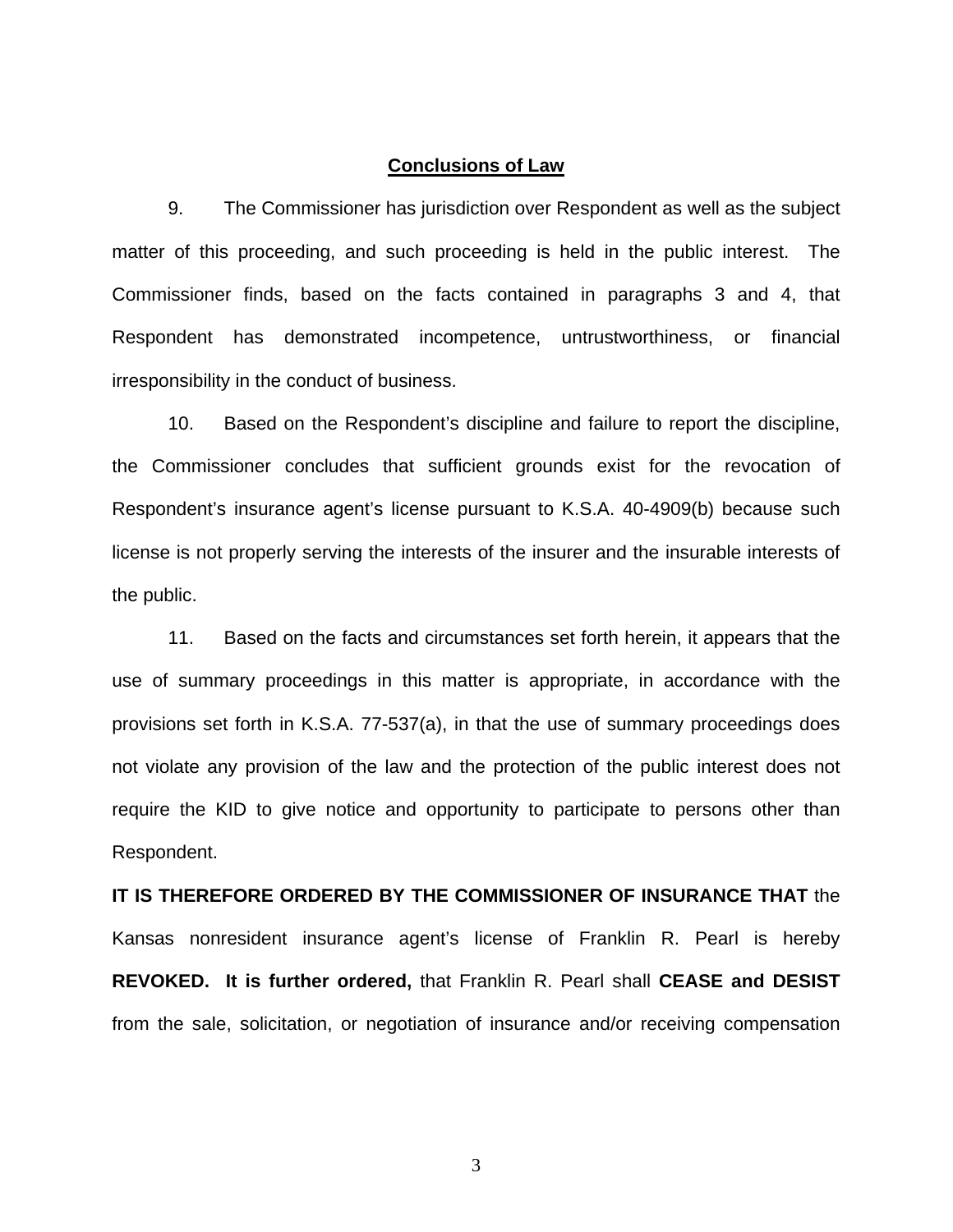## Conclusions of Law

9. The Commissioner has jurisdiction over Respondent as well as the subject matter of this proceeding, and such proceeding is held in the public interest. The Commissioner finds, based on the facts contained in paragraphs 3 and 4, that Respondent has demonstrated incompetence, untrustworthiness, or financial irresponsibility in the conduct of business.

10. Based on the Respondent's discipline and failure to report the discipline, the Commissioner concludes that sufficient grounds exist for the revocation of Respondent's insurance agent's license pursuant to K.S.A. 40-4909(b) because such license is not properly serving the interests of the insurer and the insurable interests of the public.

11. Based on the facts and circumstances set forth herein, it appears that the use of summary proceedings in this matter is appropriate, in accordance with the provisions set forth in K.S.A. 77-537(a), in that the use of summary proceedings does not violate any provision of the law and the protection of the public interest does not require the KID to give notice and opportunity to participate to persons other than Respondent.

**IT IS THEREFORE ORDERED BY THE COMMISSIONER OF INSURANCE THAT** the Kansas nonresident insurance agent's license of Franklin R. Pearl is hereby **REVOKED. It is further ordered,** that Franklin R. Pearl shall **CEASE and DESIST** from the sale, solicitation, or negotiation of insurance and/or receiving compensation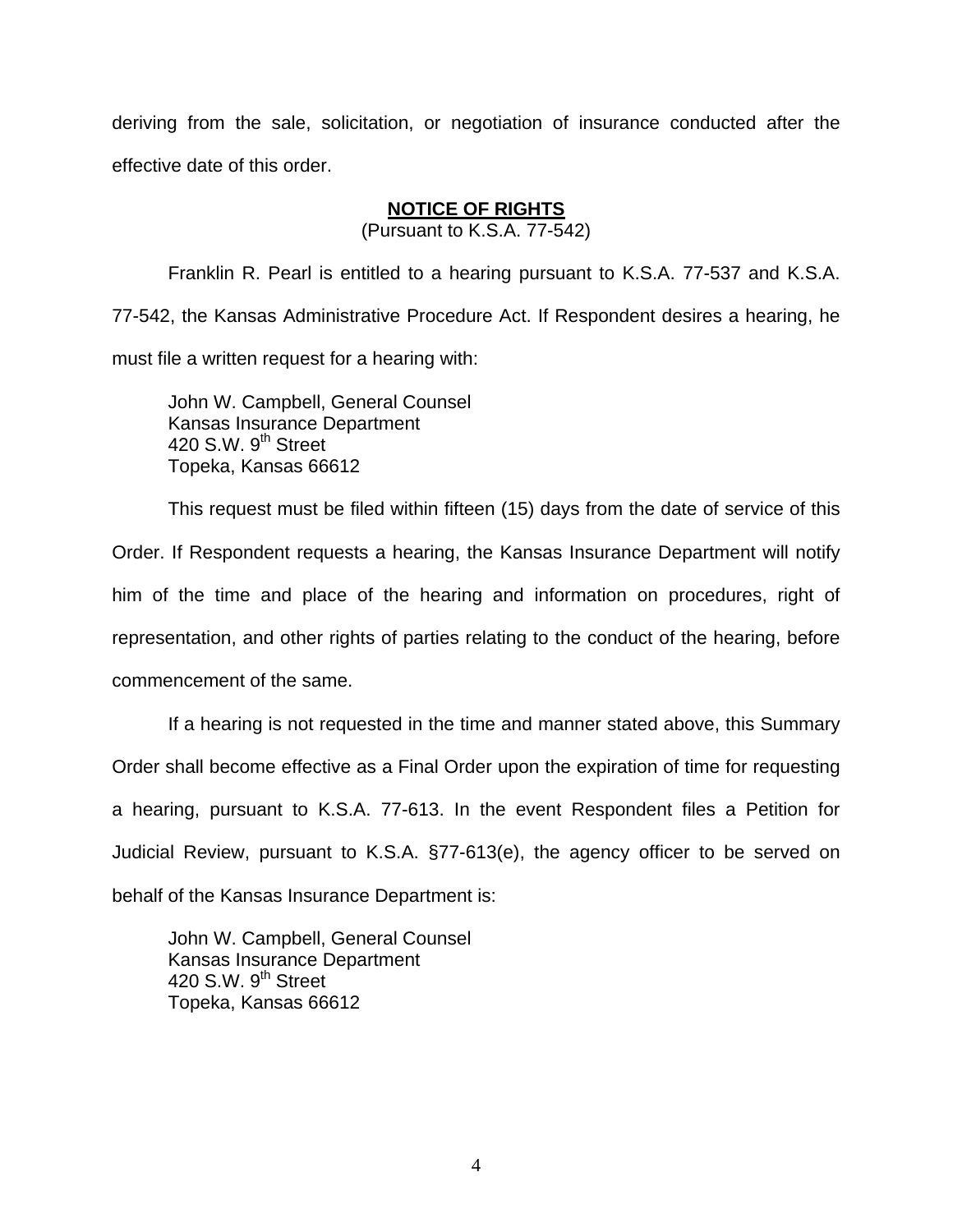deriving from the sale, solicitation, or negotiation of insurance conducted after the effective date of this order.

## NOTICE OF RIGHTS

(Pursuant to K.S.A. 77-542)

Franklin R. Pearl is entitled to a hearing pursuant to K.S.A. 77-537 and K.S.A. 77-542, the Kansas Administrative Procedure Act. If Respondent desires a hearing, he must file a written request for a hearing with:

John W. Campbell, General Counsel
Kansas Insurance Department
420 S.W. 9th Street
Topeka, Kansas 66612

This request must be filed within fifteen (15) days from the date of service of this Order. If Respondent requests a hearing, the Kansas Insurance Department will notify him of the time and place of the hearing and information on procedures, right of representation, and other rights of parties relating to the conduct of the hearing, before commencement of the same.

If a hearing is not requested in the time and manner stated above, this Summary Order shall become effective as a Final Order upon the expiration of time for requesting a hearing, pursuant to K.S.A. 77-613. In the event Respondent files a Petition for Judicial Review, pursuant to K.S.A. §77-613(e), the agency officer to be served on behalf of the Kansas Insurance Department is:

John W. Campbell, General Counsel
Kansas Insurance Department
420 S.W. 9th Street
Topeka, Kansas 66612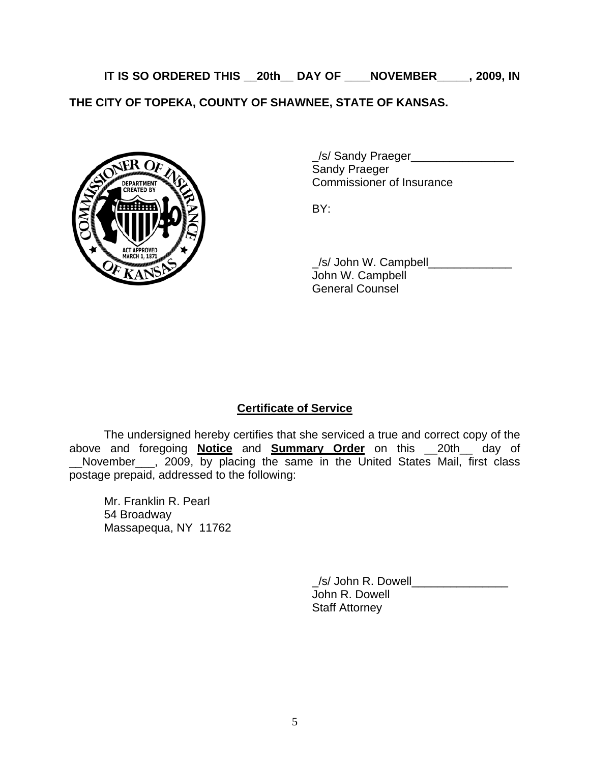**IT IS SO ORDERED THIS __20th__ DAY OF ____NOVEMBER_____, 2009, IN THE CITY OF TOPEKA, COUNTY OF SHAWNEE, STATE OF KANSAS.**

_/s/ Sandy Praeger________________
Sandy Praeger
Commissioner of Insurance

BY:

_/s/ John W. Campbell_____________
John W. Campbell
General Counsel

**Certificate of Service**

The undersigned hereby certifies that she serviced a true and correct copy of the above and foregoing **Notice** and **Summary Order** on this __20th__ day of __November___, 2009, by placing the same in the United States Mail, first class postage prepaid, addressed to the following:

Mr. Franklin R. Pearl
54 Broadway
Massapequa, NY 11762

_/s/ John R. Dowell_______________
John R. Dowell
Staff Attorney